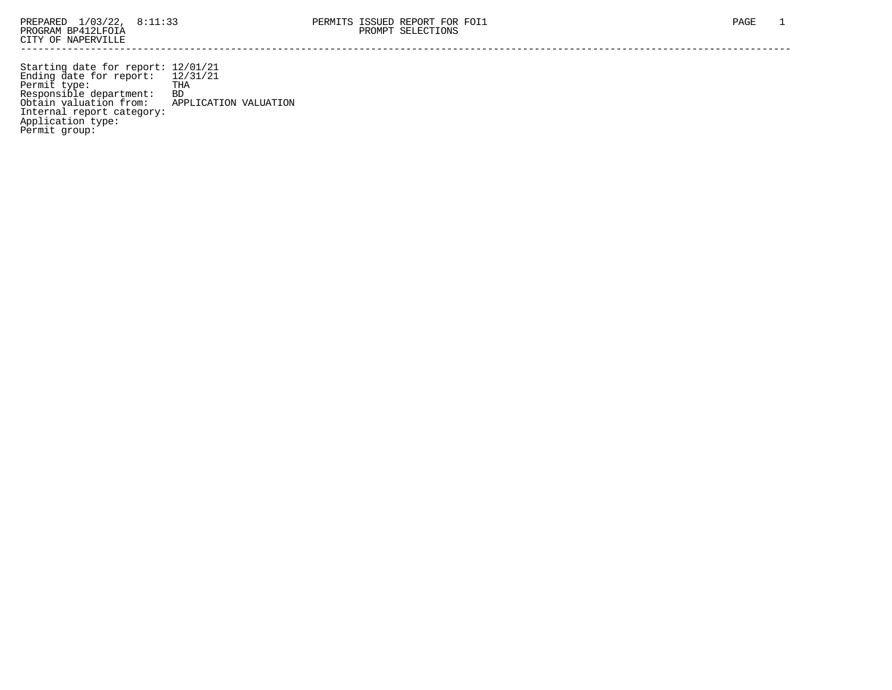PREPARED 1/03/22, 8:11:33 PERMITS ISSUED REPORT FOR FOI1
PROGRAM BP412LFOIA PROMPT SELECTIONS
CITY OF NAPERVILLE

---

```
Starting date for report: 12/01/21
Ending date for report:   12/31/21
Permit type:              THA
Responsible department:   BD
Obtain valuation from:    APPLICATION VALUATION
Internal report category:
Application type:
Permit group:
```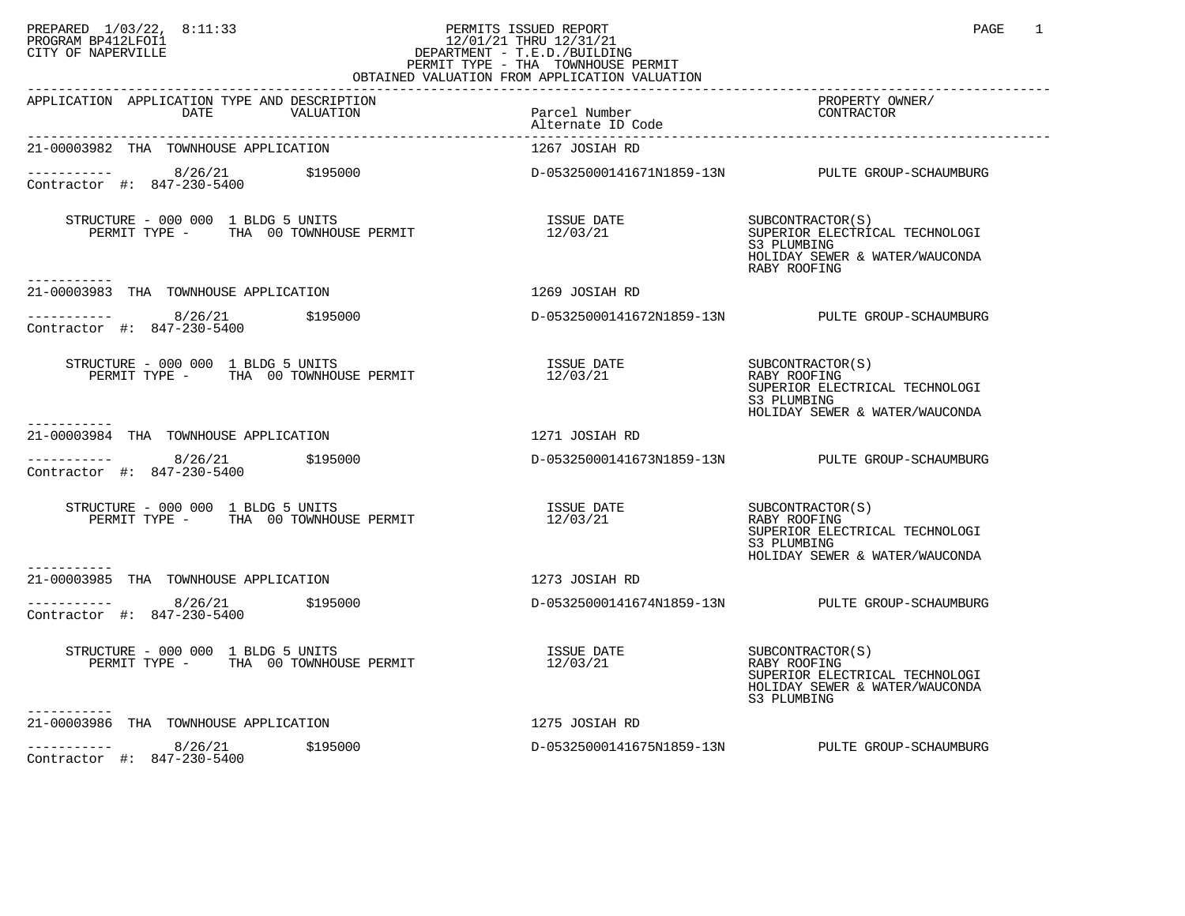PREPARED 1/03/22, 8:11:33 PERMITS ISSUED REPORT
PROGRAM BP412LFOI1 12/01/21 THRU 12/31/21
CITY OF NAPERVILLE DEPARTMENT - T.E.D./BUILDING
PERMIT TYPE - THA TOWNHOUSE PERMIT
OBTAINED VALUATION FROM APPLICATION VALUATION

| APPLICATION | APPLICATION TYPE AND DESCRIPTION DATE | VALUATION | Parcel Number / Alternate ID Code | PROPERTY OWNER/ CONTRACTOR |
|---|---|---|---|---|
| 21-00003982 | THA TOWNHOUSE APPLICATION | | 1267 JOSIAH RD | |
| Contractor #: 847-230-5400 | 8/26/21 | $195000 | D-05325000141671N1859-13N | PULTE GROUP-SCHAUMBURG |
| STRUCTURE - 000 000 1 BLDG 5 UNITS | PERMIT TYPE - THA 00 TOWNHOUSE PERMIT | | ISSUE DATE 12/03/21 | SUBCONTRACTOR(S): SUPERIOR ELECTRICAL TECHNOLOGI; S3 PLUMBING; HOLIDAY SEWER & WATER/WAUCONDA; RABY ROOFING |
| 21-00003983 | THA TOWNHOUSE APPLICATION | | 1269 JOSIAH RD | |
| Contractor #: 847-230-5400 | 8/26/21 | $195000 | D-05325000141672N1859-13N | PULTE GROUP-SCHAUMBURG |
| STRUCTURE - 000 000 1 BLDG 5 UNITS | PERMIT TYPE - THA 00 TOWNHOUSE PERMIT | | ISSUE DATE 12/03/21 | SUBCONTRACTOR(S): RABY ROOFING; SUPERIOR ELECTRICAL TECHNOLOGI; S3 PLUMBING; HOLIDAY SEWER & WATER/WAUCONDA |
| 21-00003984 | THA TOWNHOUSE APPLICATION | | 1271 JOSIAH RD | |
| Contractor #: 847-230-5400 | 8/26/21 | $195000 | D-05325000141673N1859-13N | PULTE GROUP-SCHAUMBURG |
| STRUCTURE - 000 000 1 BLDG 5 UNITS | PERMIT TYPE - THA 00 TOWNHOUSE PERMIT | | ISSUE DATE 12/03/21 | SUBCONTRACTOR(S): RABY ROOFING; SUPERIOR ELECTRICAL TECHNOLOGI; S3 PLUMBING; HOLIDAY SEWER & WATER/WAUCONDA |
| 21-00003985 | THA TOWNHOUSE APPLICATION | | 1273 JOSIAH RD | |
| Contractor #: 847-230-5400 | 8/26/21 | $195000 | D-05325000141674N1859-13N | PULTE GROUP-SCHAUMBURG |
| STRUCTURE - 000 000 1 BLDG 5 UNITS | PERMIT TYPE - THA 00 TOWNHOUSE PERMIT | | ISSUE DATE 12/03/21 | SUBCONTRACTOR(S): RABY ROOFING; SUPERIOR ELECTRICAL TECHNOLOGI; HOLIDAY SEWER & WATER/WAUCONDA; S3 PLUMBING |
| 21-00003986 | THA TOWNHOUSE APPLICATION | | 1275 JOSIAH RD | |
| Contractor #: 847-230-5400 | 8/26/21 | $195000 | D-05325000141675N1859-13N | PULTE GROUP-SCHAUMBURG |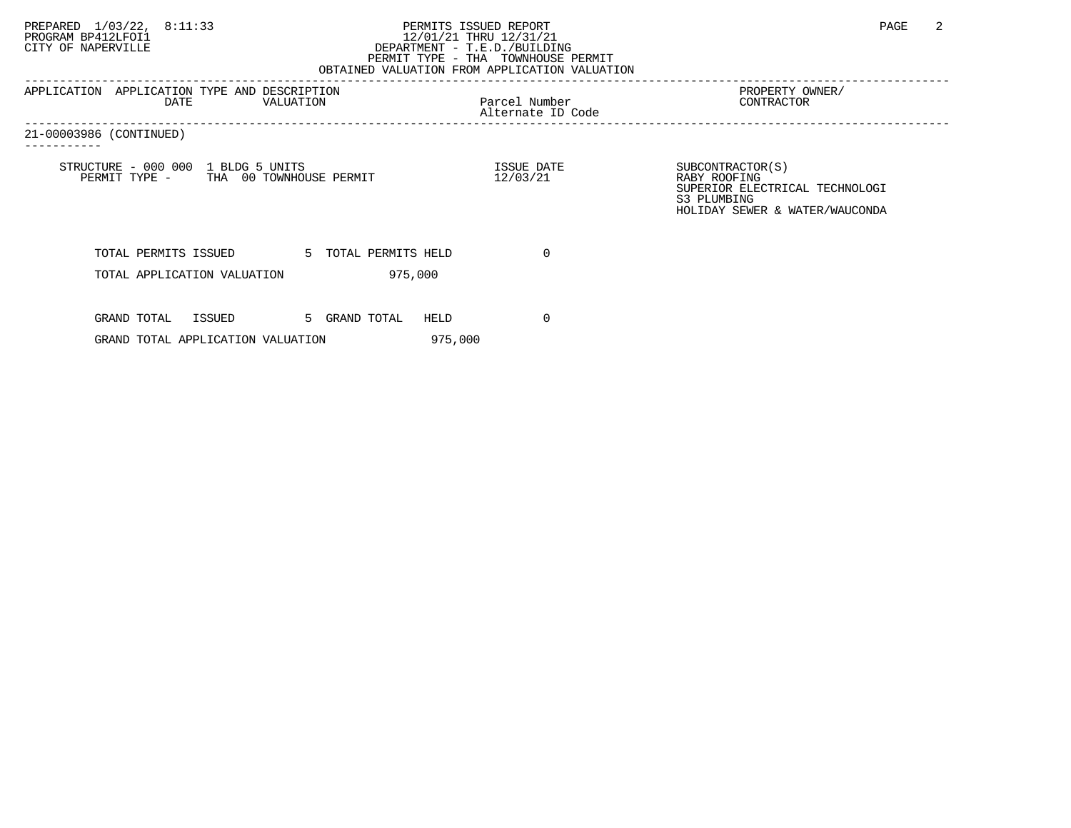PREPARED 1/03/22, 8:11:33
PROGRAM BP412LFOI1
CITY OF NAPERVILLE

PERMITS ISSUED REPORT
12/01/21 THRU 12/31/21
DEPARTMENT - T.E.D./BUILDING
PERMIT TYPE - THA TOWNHOUSE PERMIT
OBTAINED VALUATION FROM APPLICATION VALUATION

| APPLICATION | APPLICATION TYPE AND DESCRIPTION DATE VALUATION | Parcel Number Alternate ID Code | PROPERTY OWNER/ CONTRACTOR |
|---|---|---|---|

21-00003986 (CONTINUED)

STRUCTURE - 000 000 1 BLDG 5 UNITS
PERMIT TYPE - THA 00 TOWNHOUSE PERMIT

ISSUE DATE
12/03/21

SUBCONTRACTOR(S)
RABY ROOFING
SUPERIOR ELECTRICAL TECHNOLOGI
S3 PLUMBING
HOLIDAY SEWER & WATER/WAUCONDA

TOTAL PERMITS ISSUED 5 TOTAL PERMITS HELD 0

TOTAL APPLICATION VALUATION 975,000

GRAND TOTAL ISSUED 5 GRAND TOTAL HELD 0

GRAND TOTAL APPLICATION VALUATION 975,000